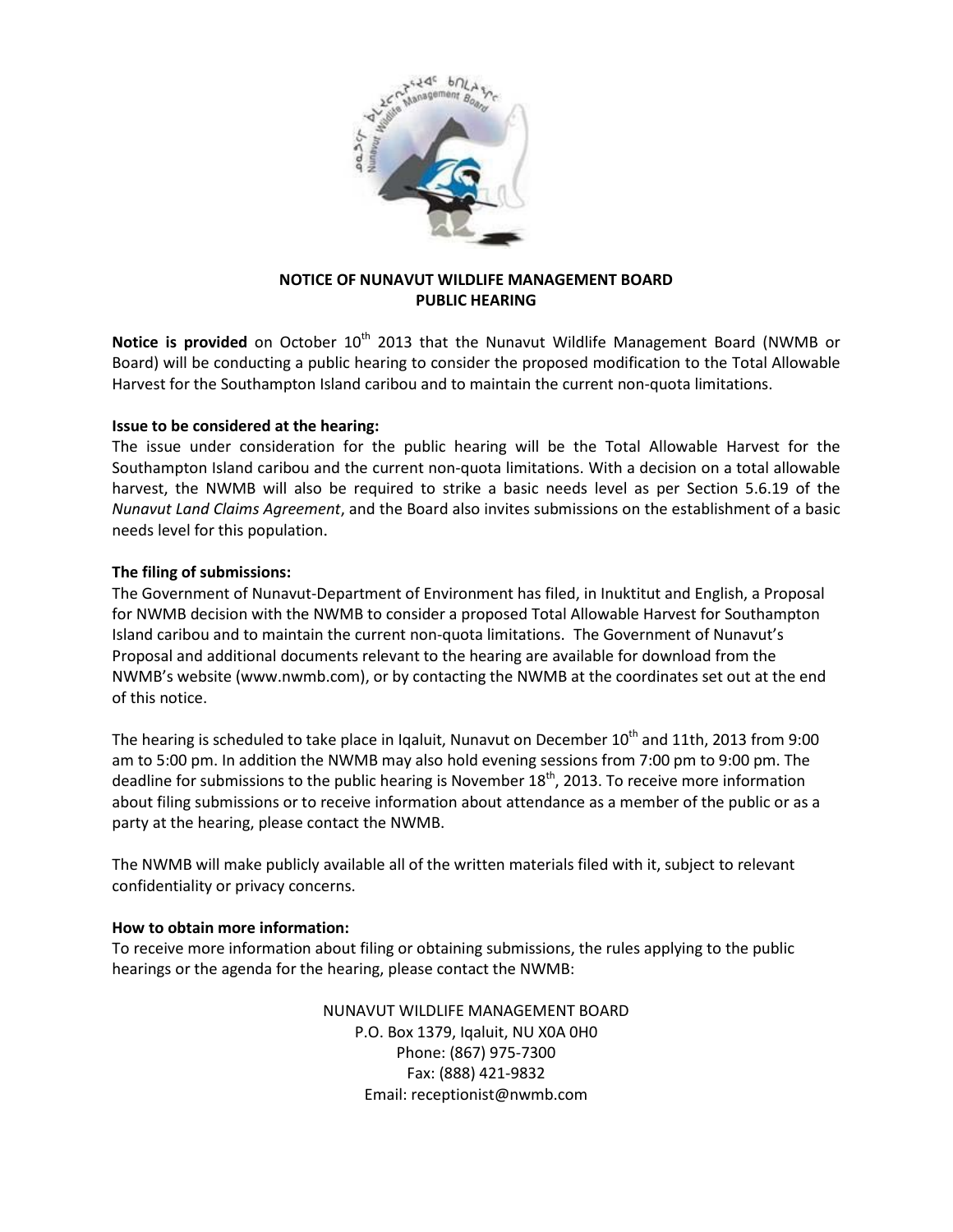**NOTICE OF NUNAVUT WILDLIFE MANAGEMENT BOARD PUBLIC HEARING**

**Notice is provided** on October 10th 2013 that the Nunavut Wildlife Management Board (NWMB or Board) will be conducting a public hearing to consider the proposed modification to the Total Allowable Harvest for the Southampton Island caribou and to maintain the current non-quota limitations.

**Issue to be considered at the hearing:**

The issue under consideration for the public hearing will be the Total Allowable Harvest for the Southampton Island caribou and the current non-quota limitations. With a decision on a total allowable harvest, the NWMB will also be required to strike a basic needs level as per Section 5.6.19 of the *Nunavut Land Claims Agreement*, and the Board also invites submissions on the establishment of a basic needs level for this population.

**The filing of submissions:**

The Government of Nunavut-Department of Environment has filed, in Inuktitut and English, a Proposal for NWMB decision with the NWMB to consider a proposed Total Allowable Harvest for Southampton Island caribou and to maintain the current non-quota limitations. The Government of Nunavut's Proposal and additional documents relevant to the hearing are available for download from the NWMB's website (www.nwmb.com), or by contacting the NWMB at the coordinates set out at the end of this notice.

The hearing is scheduled to take place in Iqaluit, Nunavut on December 10th and 11th, 2013 from 9:00 am to 5:00 pm. In addition the NWMB may also hold evening sessions from 7:00 pm to 9:00 pm. The deadline for submissions to the public hearing is November 18th, 2013. To receive more information about filing submissions or to receive information about attendance as a member of the public or as a party at the hearing, please contact the NWMB.

The NWMB will make publicly available all of the written materials filed with it, subject to relevant confidentiality or privacy concerns.

**How to obtain more information:**

To receive more information about filing or obtaining submissions, the rules applying to the public hearings or the agenda for the hearing, please contact the NWMB:

NUNAVUT WILDLIFE MANAGEMENT BOARD  
P.O. Box 1379, Iqaluit, NU X0A 0H0  
Phone: (867) 975-7300  
Fax: (888) 421-9832  
Email: receptionist@nwmb.com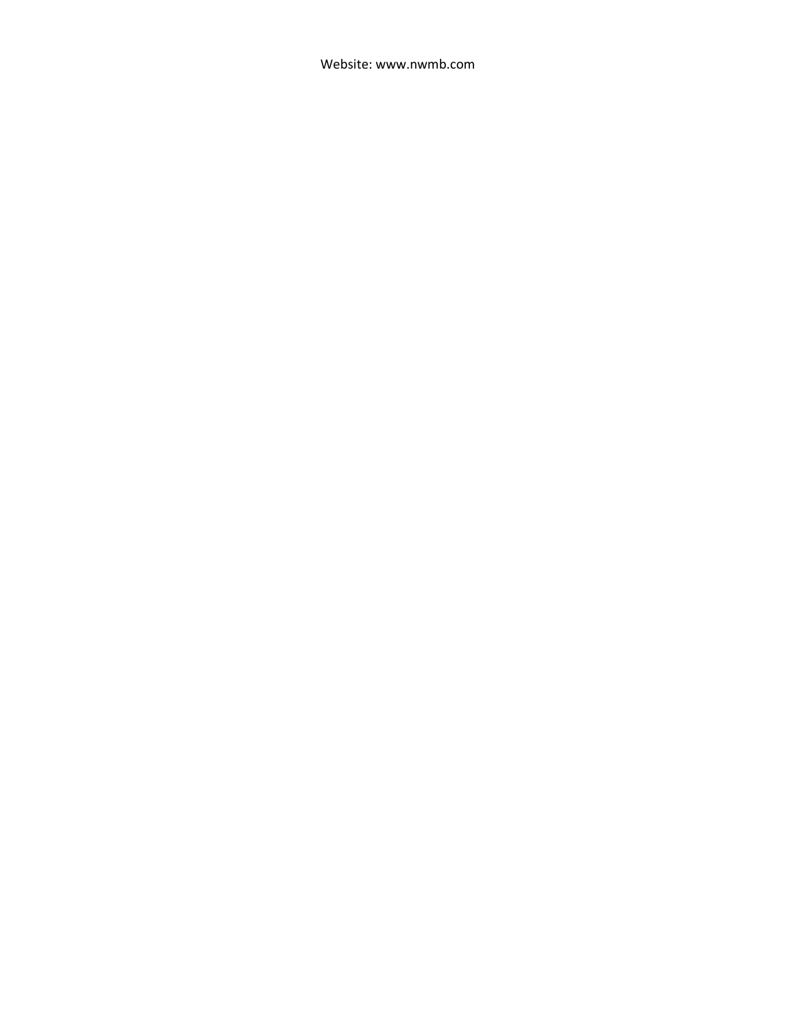Website: www.nwmb.com